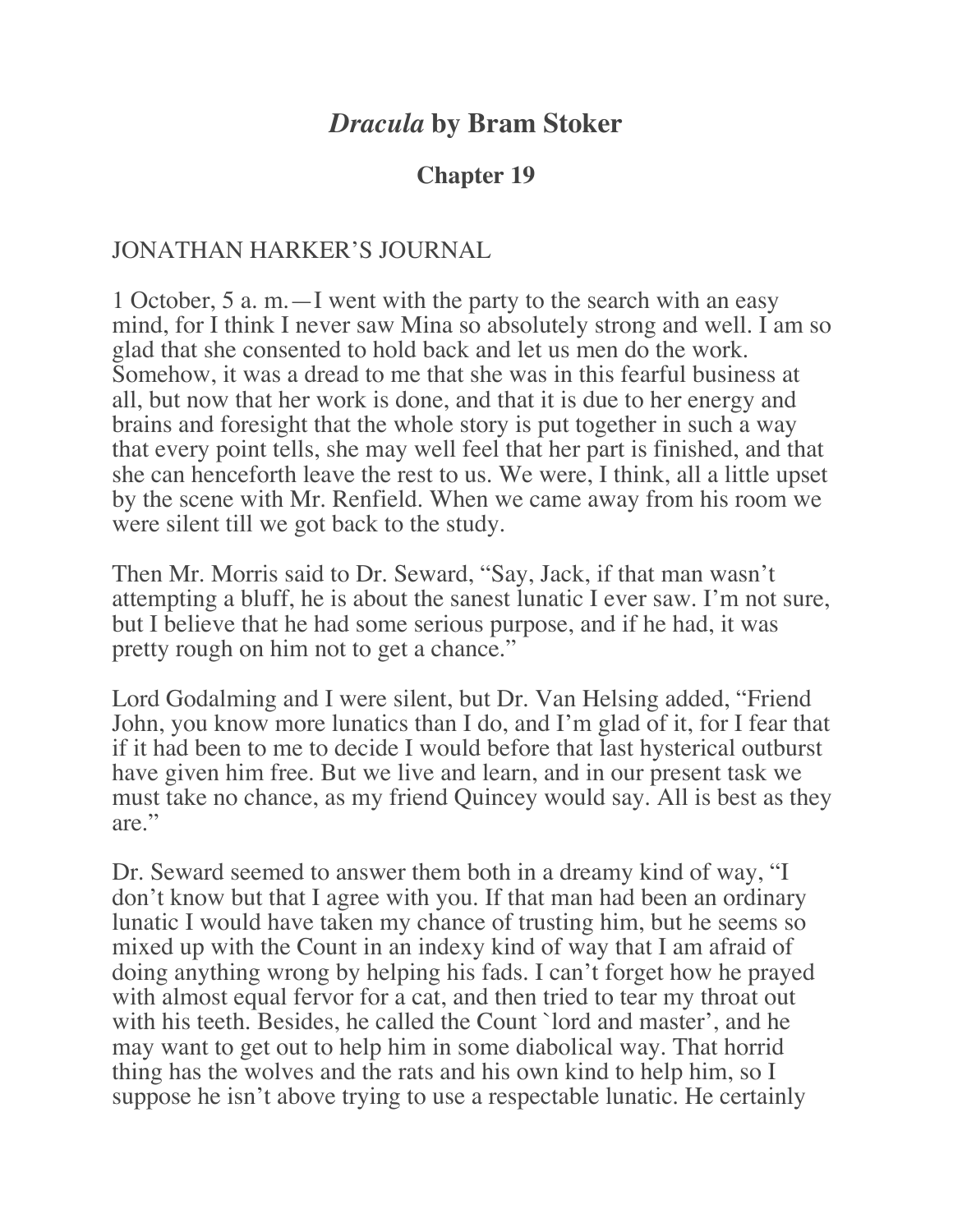# *Dracula* by Bram Stoker

## Chapter 19

JONATHAN HARKER'S JOURNAL

1 October, 5 a. m.—I went with the party to the search with an easy mind, for I think I never saw Mina so absolutely strong and well. I am so glad that she consented to hold back and let us men do the work. Somehow, it was a dread to me that she was in this fearful business at all, but now that her work is done, and that it is due to her energy and brains and foresight that the whole story is put together in such a way that every point tells, she may well feel that her part is finished, and that she can henceforth leave the rest to us. We were, I think, all a little upset by the scene with Mr. Renfield. When we came away from his room we were silent till we got back to the study.

Then Mr. Morris said to Dr. Seward, "Say, Jack, if that man wasn't attempting a bluff, he is about the sanest lunatic I ever saw. I'm not sure, but I believe that he had some serious purpose, and if he had, it was pretty rough on him not to get a chance."

Lord Godalming and I were silent, but Dr. Van Helsing added, "Friend John, you know more lunatics than I do, and I'm glad of it, for I fear that if it had been to me to decide I would before that last hysterical outburst have given him free. But we live and learn, and in our present task we must take no chance, as my friend Quincey would say. All is best as they are."

Dr. Seward seemed to answer them both in a dreamy kind of way, "I don't know but that I agree with you. If that man had been an ordinary lunatic I would have taken my chance of trusting him, but he seems so mixed up with the Count in an indexy kind of way that I am afraid of doing anything wrong by helping his fads. I can't forget how he prayed with almost equal fervor for a cat, and then tried to tear my throat out with his teeth. Besides, he called the Count `lord and master', and he may want to get out to help him in some diabolical way. That horrid thing has the wolves and the rats and his own kind to help him, so I suppose he isn't above trying to use a respectable lunatic. He certainly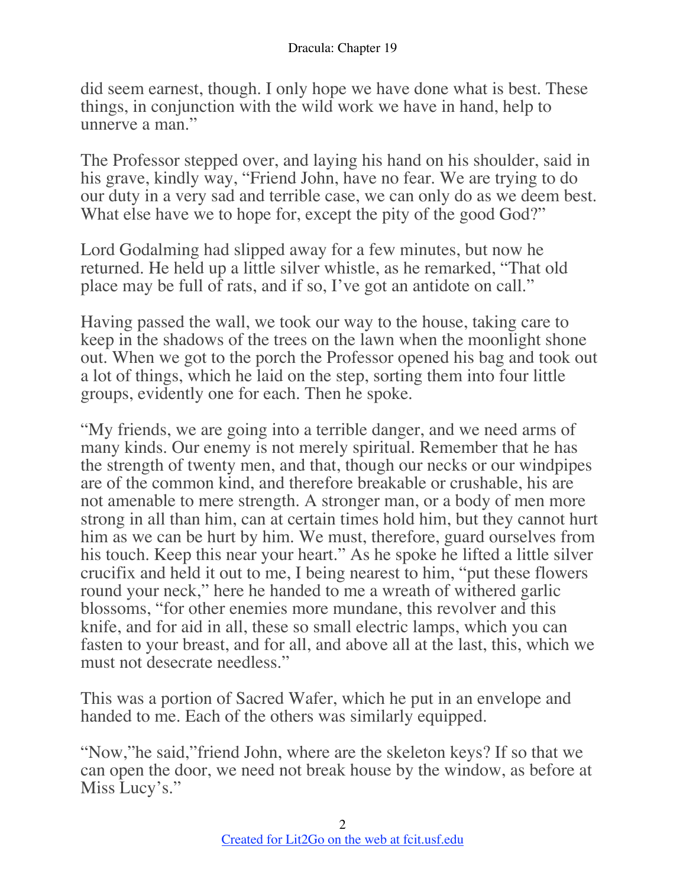did seem earnest, though. I only hope we have done what is best. These things, in conjunction with the wild work we have in hand, help to unnerve a man."

The Professor stepped over, and laying his hand on his shoulder, said in his grave, kindly way, "Friend John, have no fear. We are trying to do our duty in a very sad and terrible case, we can only do as we deem best. What else have we to hope for, except the pity of the good God?"

Lord Godalming had slipped away for a few minutes, but now he returned. He held up a little silver whistle, as he remarked, "That old place may be full of rats, and if so, I've got an antidote on call."

Having passed the wall, we took our way to the house, taking care to keep in the shadows of the trees on the lawn when the moonlight shone out. When we got to the porch the Professor opened his bag and took out a lot of things, which he laid on the step, sorting them into four little groups, evidently one for each. Then he spoke.

"My friends, we are going into a terrible danger, and we need arms of many kinds. Our enemy is not merely spiritual. Remember that he has the strength of twenty men, and that, though our necks or our windpipes are of the common kind, and therefore breakable or crushable, his are not amenable to mere strength. A stronger man, or a body of men more strong in all than him, can at certain times hold him, but they cannot hurt him as we can be hurt by him. We must, therefore, guard ourselves from his touch. Keep this near your heart." As he spoke he lifted a little silver crucifix and held it out to me, I being nearest to him, "put these flowers round your neck," here he handed to me a wreath of withered garlic blossoms, "for other enemies more mundane, this revolver and this knife, and for aid in all, these so small electric lamps, which you can fasten to your breast, and for all, and above all at the last, this, which we must not desecrate needless."

This was a portion of Sacred Wafer, which he put in an envelope and handed to me. Each of the others was similarly equipped.

"Now,"he said,"friend John, where are the skeleton keys? If so that we can open the door, we need not break house by the window, as before at Miss Lucy's."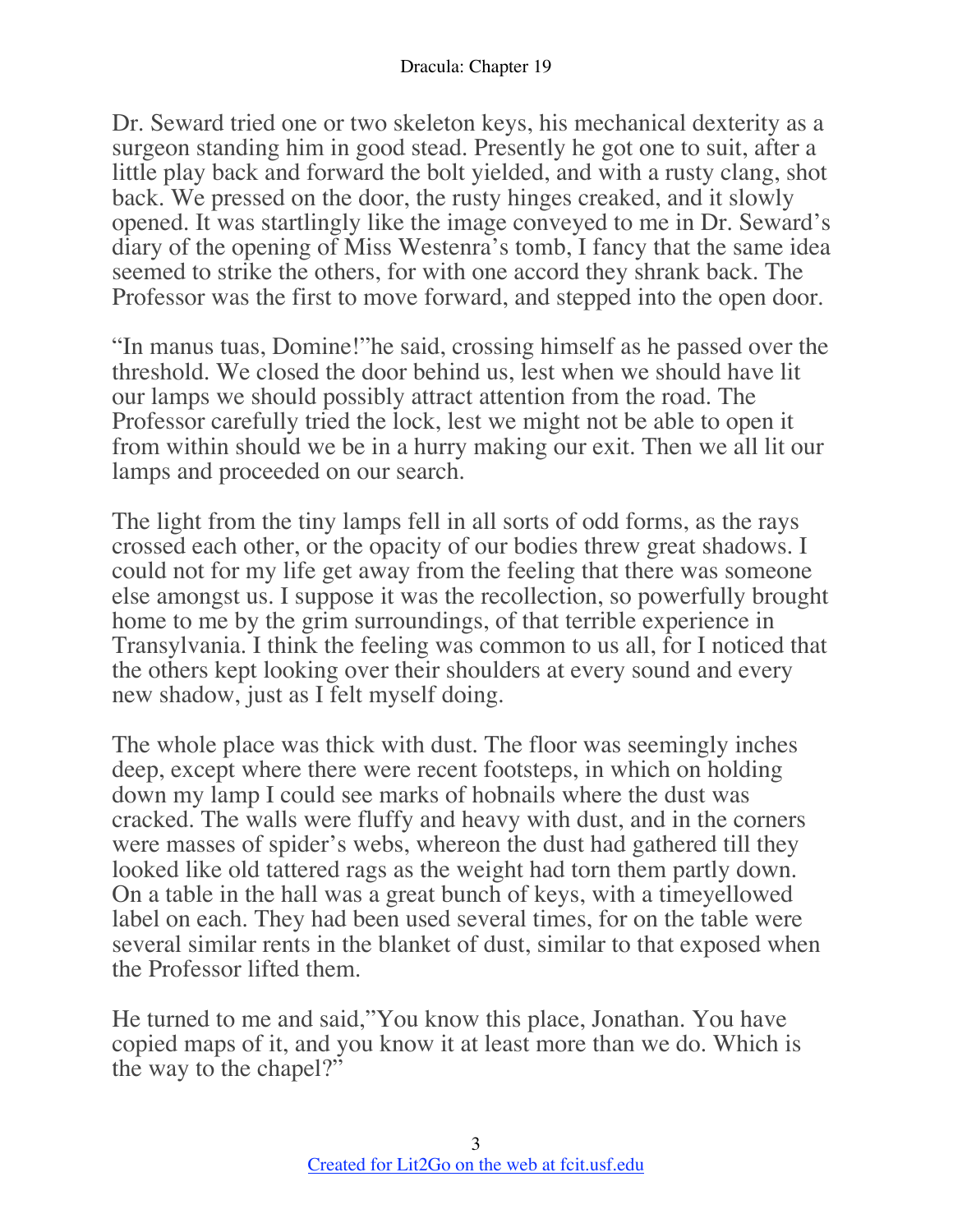Dr. Seward tried one or two skeleton keys, his mechanical dexterity as a surgeon standing him in good stead. Presently he got one to suit, after a little play back and forward the bolt yielded, and with a rusty clang, shot back. We pressed on the door, the rusty hinges creaked, and it slowly opened. It was startlingly like the image conveyed to me in Dr. Seward's diary of the opening of Miss Westenra's tomb, I fancy that the same idea seemed to strike the others, for with one accord they shrank back. The Professor was the first to move forward, and stepped into the open door.

"In manus tuas, Domine!"he said, crossing himself as he passed over the threshold. We closed the door behind us, lest when we should have lit our lamps we should possibly attract attention from the road. The Professor carefully tried the lock, lest we might not be able to open it from within should we be in a hurry making our exit. Then we all lit our lamps and proceeded on our search.

The light from the tiny lamps fell in all sorts of odd forms, as the rays crossed each other, or the opacity of our bodies threw great shadows. I could not for my life get away from the feeling that there was someone else amongst us. I suppose it was the recollection, so powerfully brought home to me by the grim surroundings, of that terrible experience in Transylvania. I think the feeling was common to us all, for I noticed that the others kept looking over their shoulders at every sound and every new shadow, just as I felt myself doing.

The whole place was thick with dust. The floor was seemingly inches deep, except where there were recent footsteps, in which on holding down my lamp I could see marks of hobnails where the dust was cracked. The walls were fluffy and heavy with dust, and in the corners were masses of spider's webs, whereon the dust had gathered till they looked like old tattered rags as the weight had torn them partly down. On a table in the hall was a great bunch of keys, with a timeyellowed label on each. They had been used several times, for on the table were several similar rents in the blanket of dust, similar to that exposed when the Professor lifted them.

He turned to me and said,"You know this place, Jonathan. You have copied maps of it, and you know it at least more than we do. Which is the way to the chapel?"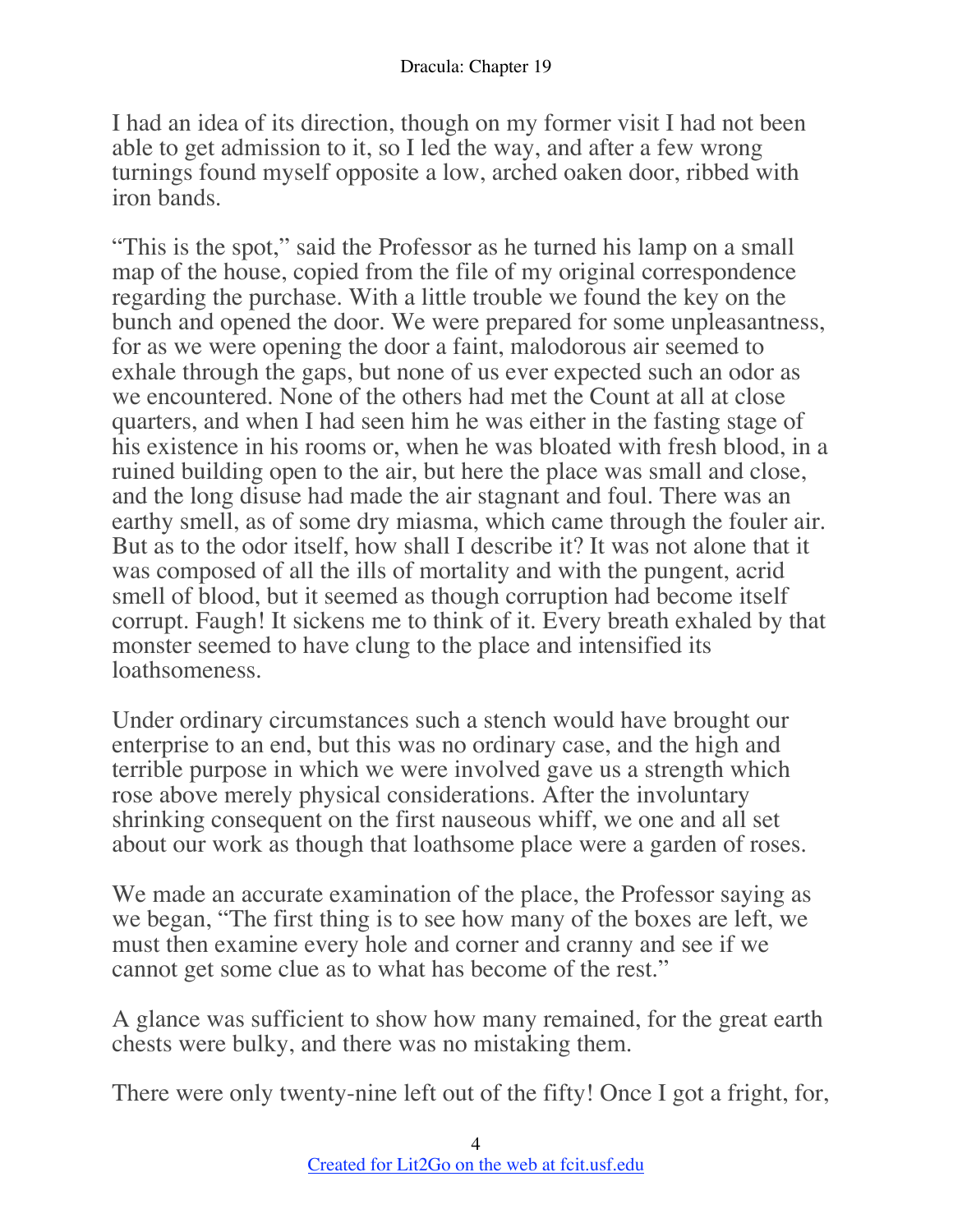I had an idea of its direction, though on my former visit I had not been able to get admission to it, so I led the way, and after a few wrong turnings found myself opposite a low, arched oaken door, ribbed with iron bands.

"This is the spot," said the Professor as he turned his lamp on a small map of the house, copied from the file of my original correspondence regarding the purchase. With a little trouble we found the key on the bunch and opened the door. We were prepared for some unpleasantness, for as we were opening the door a faint, malodorous air seemed to exhale through the gaps, but none of us ever expected such an odor as we encountered. None of the others had met the Count at all at close quarters, and when I had seen him he was either in the fasting stage of his existence in his rooms or, when he was bloated with fresh blood, in a ruined building open to the air, but here the place was small and close, and the long disuse had made the air stagnant and foul. There was an earthy smell, as of some dry miasma, which came through the fouler air. But as to the odor itself, how shall I describe it? It was not alone that it was composed of all the ills of mortality and with the pungent, acrid smell of blood, but it seemed as though corruption had become itself corrupt. Faugh! It sickens me to think of it. Every breath exhaled by that monster seemed to have clung to the place and intensified its loathsomeness.

Under ordinary circumstances such a stench would have brought our enterprise to an end, but this was no ordinary case, and the high and terrible purpose in which we were involved gave us a strength which rose above merely physical considerations. After the involuntary shrinking consequent on the first nauseous whiff, we one and all set about our work as though that loathsome place were a garden of roses.

We made an accurate examination of the place, the Professor saying as we began, "The first thing is to see how many of the boxes are left, we must then examine every hole and corner and cranny and see if we cannot get some clue as to what has become of the rest."

A glance was sufficient to show how many remained, for the great earth chests were bulky, and there was no mistaking them.

There were only twenty-nine left out of the fifty! Once I got a fright, for,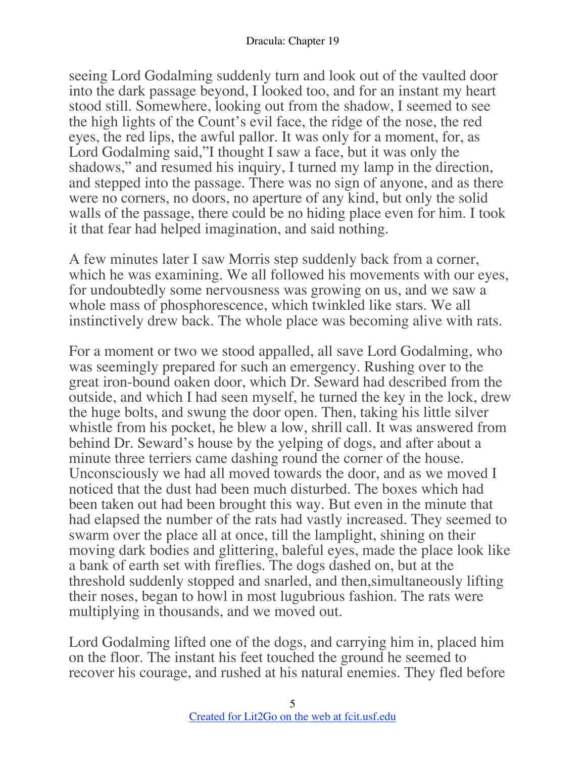seeing Lord Godalming suddenly turn and look out of the vaulted door into the dark passage beyond, I looked too, and for an instant my heart stood still. Somewhere, looking out from the shadow, I seemed to see the high lights of the Count's evil face, the ridge of the nose, the red eyes, the red lips, the awful pallor. It was only for a moment, for, as Lord Godalming said,"I thought I saw a face, but it was only the shadows," and resumed his inquiry, I turned my lamp in the direction, and stepped into the passage. There was no sign of anyone, and as there were no corners, no doors, no aperture of any kind, but only the solid walls of the passage, there could be no hiding place even for him. I took it that fear had helped imagination, and said nothing.

A few minutes later I saw Morris step suddenly back from a corner, which he was examining. We all followed his movements with our eyes, for undoubtedly some nervousness was growing on us, and we saw a whole mass of phosphorescence, which twinkled like stars. We all instinctively drew back. The whole place was becoming alive with rats.

For a moment or two we stood appalled, all save Lord Godalming, who was seemingly prepared for such an emergency. Rushing over to the great iron-bound oaken door, which Dr. Seward had described from the outside, and which I had seen myself, he turned the key in the lock, drew the huge bolts, and swung the door open. Then, taking his little silver whistle from his pocket, he blew a low, shrill call. It was answered from behind Dr. Seward's house by the yelping of dogs, and after about a minute three terriers came dashing round the corner of the house. Unconsciously we had all moved towards the door, and as we moved I noticed that the dust had been much disturbed. The boxes which had been taken out had been brought this way. But even in the minute that had elapsed the number of the rats had vastly increased. They seemed to swarm over the place all at once, till the lamplight, shining on their moving dark bodies and glittering, baleful eyes, made the place look like a bank of earth set with fireflies. The dogs dashed on, but at the threshold suddenly stopped and snarled, and then,simultaneously lifting their noses, began to howl in most lugubrious fashion. The rats were multiplying in thousands, and we moved out.

Lord Godalming lifted one of the dogs, and carrying him in, placed him on the floor. The instant his feet touched the ground he seemed to recover his courage, and rushed at his natural enemies. They fled before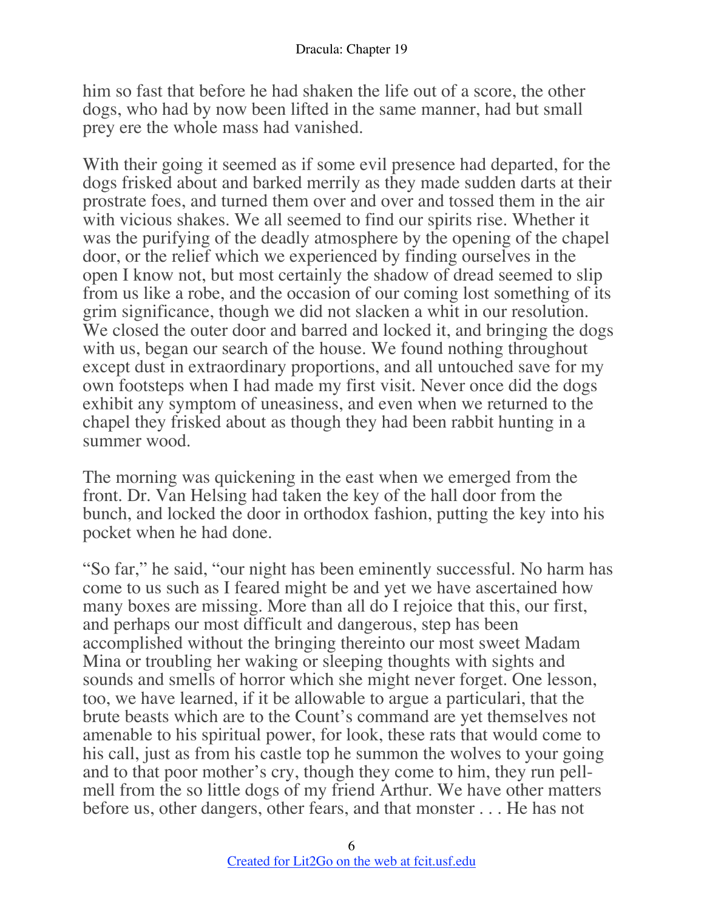him so fast that before he had shaken the life out of a score, the other dogs, who had by now been lifted in the same manner, had but small prey ere the whole mass had vanished.

With their going it seemed as if some evil presence had departed, for the dogs frisked about and barked merrily as they made sudden darts at their prostrate foes, and turned them over and over and tossed them in the air with vicious shakes. We all seemed to find our spirits rise. Whether it was the purifying of the deadly atmosphere by the opening of the chapel door, or the relief which we experienced by finding ourselves in the open I know not, but most certainly the shadow of dread seemed to slip from us like a robe, and the occasion of our coming lost something of its grim significance, though we did not slacken a whit in our resolution. We closed the outer door and barred and locked it, and bringing the dogs with us, began our search of the house. We found nothing throughout except dust in extraordinary proportions, and all untouched save for my own footsteps when I had made my first visit. Never once did the dogs exhibit any symptom of uneasiness, and even when we returned to the chapel they frisked about as though they had been rabbit hunting in a summer wood.

The morning was quickening in the east when we emerged from the front. Dr. Van Helsing had taken the key of the hall door from the bunch, and locked the door in orthodox fashion, putting the key into his pocket when he had done.

"So far," he said, "our night has been eminently successful. No harm has come to us such as I feared might be and yet we have ascertained how many boxes are missing. More than all do I rejoice that this, our first, and perhaps our most difficult and dangerous, step has been accomplished without the bringing thereinto our most sweet Madam Mina or troubling her waking or sleeping thoughts with sights and sounds and smells of horror which she might never forget. One lesson, too, we have learned, if it be allowable to argue a particulari, that the brute beasts which are to the Count's command are yet themselves not amenable to his spiritual power, for look, these rats that would come to his call, just as from his castle top he summon the wolves to your going and to that poor mother's cry, though they come to him, they run pell-mell from the so little dogs of my friend Arthur. We have other matters before us, other dangers, other fears, and that monster . . . He has not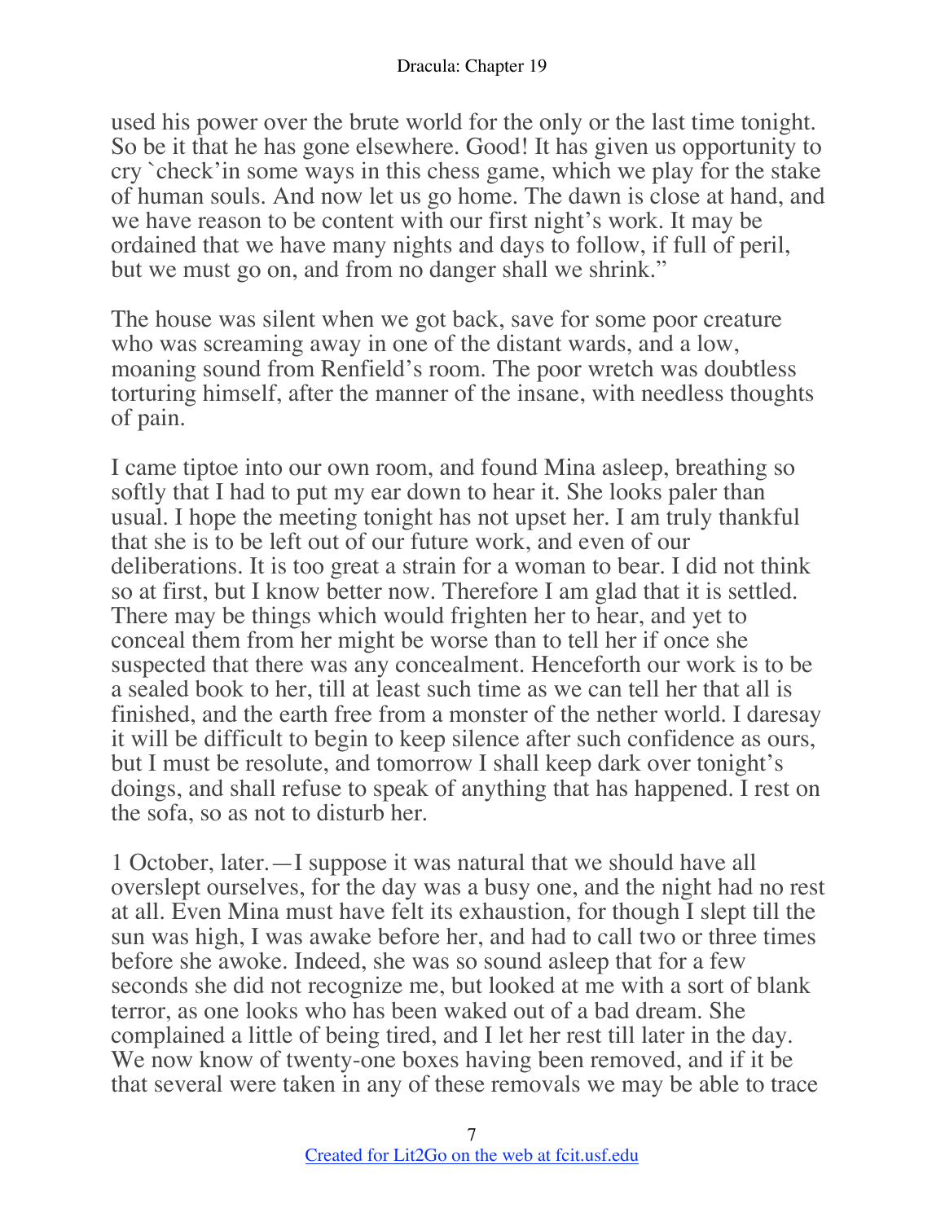used his power over the brute world for the only or the last time tonight. So be it that he has gone elsewhere. Good! It has given us opportunity to cry `check'in some ways in this chess game, which we play for the stake of human souls. And now let us go home. The dawn is close at hand, and we have reason to be content with our first night's work. It may be ordained that we have many nights and days to follow, if full of peril, but we must go on, and from no danger shall we shrink."

The house was silent when we got back, save for some poor creature who was screaming away in one of the distant wards, and a low, moaning sound from Renfield's room. The poor wretch was doubtless torturing himself, after the manner of the insane, with needless thoughts of pain.

I came tiptoe into our own room, and found Mina asleep, breathing so softly that I had to put my ear down to hear it. She looks paler than usual. I hope the meeting tonight has not upset her. I am truly thankful that she is to be left out of our future work, and even of our deliberations. It is too great a strain for a woman to bear. I did not think so at first, but I know better now. Therefore I am glad that it is settled. There may be things which would frighten her to hear, and yet to conceal them from her might be worse than to tell her if once she suspected that there was any concealment. Henceforth our work is to be a sealed book to her, till at least such time as we can tell her that all is finished, and the earth free from a monster of the nether world. I daresay it will be difficult to begin to keep silence after such confidence as ours, but I must be resolute, and tomorrow I shall keep dark over tonight's doings, and shall refuse to speak of anything that has happened. I rest on the sofa, so as not to disturb her.

1 October, later.—I suppose it was natural that we should have all overslept ourselves, for the day was a busy one, and the night had no rest at all. Even Mina must have felt its exhaustion, for though I slept till the sun was high, I was awake before her, and had to call two or three times before she awoke. Indeed, she was so sound asleep that for a few seconds she did not recognize me, but looked at me with a sort of blank terror, as one looks who has been waked out of a bad dream. She complained a little of being tired, and I let her rest till later in the day. We now know of twenty-one boxes having been removed, and if it be that several were taken in any of these removals we may be able to trace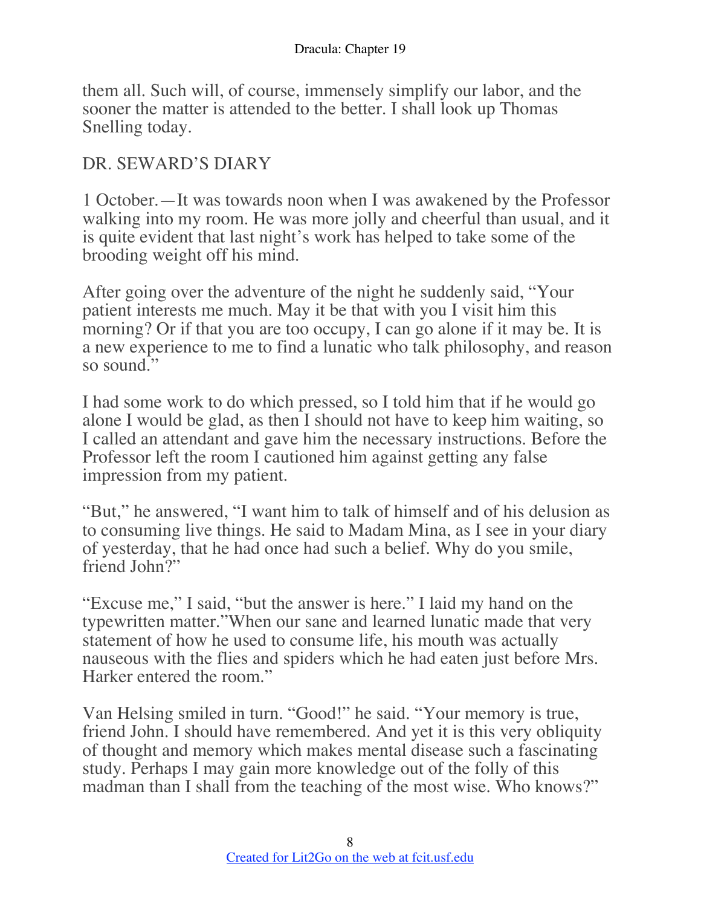them all. Such will, of course, immensely simplify our labor, and the sooner the matter is attended to the better. I shall look up Thomas Snelling today.

DR. SEWARD'S DIARY

1 October.—It was towards noon when I was awakened by the Professor walking into my room. He was more jolly and cheerful than usual, and it is quite evident that last night's work has helped to take some of the brooding weight off his mind.

After going over the adventure of the night he suddenly said, "Your patient interests me much. May it be that with you I visit him this morning? Or if that you are too occupy, I can go alone if it may be. It is a new experience to me to find a lunatic who talk philosophy, and reason so sound."

I had some work to do which pressed, so I told him that if he would go alone I would be glad, as then I should not have to keep him waiting, so I called an attendant and gave him the necessary instructions. Before the Professor left the room I cautioned him against getting any false impression from my patient.

"But," he answered, "I want him to talk of himself and of his delusion as to consuming live things. He said to Madam Mina, as I see in your diary of yesterday, that he had once had such a belief. Why do you smile, friend John?"

"Excuse me," I said, "but the answer is here." I laid my hand on the typewritten matter."When our sane and learned lunatic made that very statement of how he used to consume life, his mouth was actually nauseous with the flies and spiders which he had eaten just before Mrs. Harker entered the room."

Van Helsing smiled in turn. "Good!" he said. "Your memory is true, friend John. I should have remembered. And yet it is this very obliquity of thought and memory which makes mental disease such a fascinating study. Perhaps I may gain more knowledge out of the folly of this madman than I shall from the teaching of the most wise. Who knows?"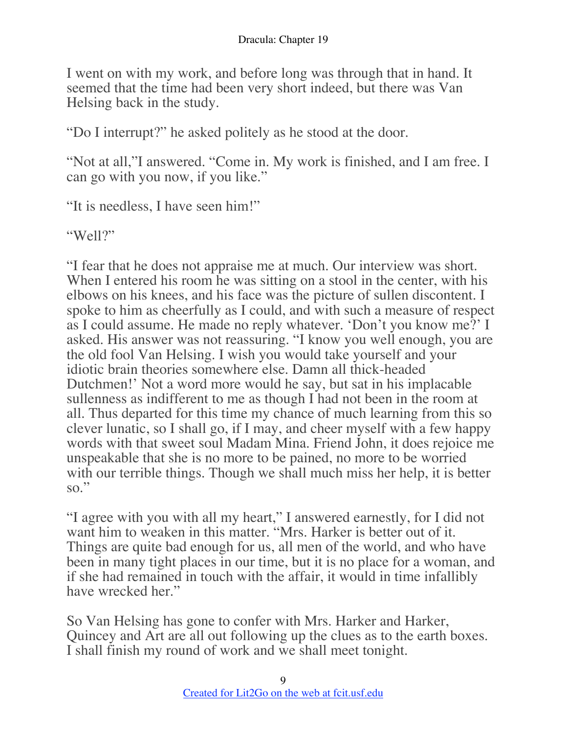I went on with my work, and before long was through that in hand. It seemed that the time had been very short indeed, but there was Van Helsing back in the study.

“Do I interrupt?” he asked politely as he stood at the door.

“Not at all,”I answered. “Come in. My work is finished, and I am free. I can go with you now, if you like.”

“It is needless, I have seen him!”

“Well?”

“I fear that he does not appraise me at much. Our interview was short. When I entered his room he was sitting on a stool in the center, with his elbows on his knees, and his face was the picture of sullen discontent. I spoke to him as cheerfully as I could, and with such a measure of respect as I could assume. He made no reply whatever. ‘Don’t you know me?’ I asked. His answer was not reassuring. “I know you well enough, you are the old fool Van Helsing. I wish you would take yourself and your idiotic brain theories somewhere else. Damn all thick-headed Dutchmen!’ Not a word more would he say, but sat in his implacable sullenness as indifferent to me as though I had not been in the room at all. Thus departed for this time my chance of much learning from this so clever lunatic, so I shall go, if I may, and cheer myself with a few happy words with that sweet soul Madam Mina. Friend John, it does rejoice me unspeakable that she is no more to be pained, no more to be worried with our terrible things. Though we shall much miss her help, it is better so.”

“I agree with you with all my heart,” I answered earnestly, for I did not want him to weaken in this matter. “Mrs. Harker is better out of it. Things are quite bad enough for us, all men of the world, and who have been in many tight places in our time, but it is no place for a woman, and if she had remained in touch with the affair, it would in time infallibly have wrecked her.”

So Van Helsing has gone to confer with Mrs. Harker and Harker, Quincey and Art are all out following up the clues as to the earth boxes. I shall finish my round of work and we shall meet tonight.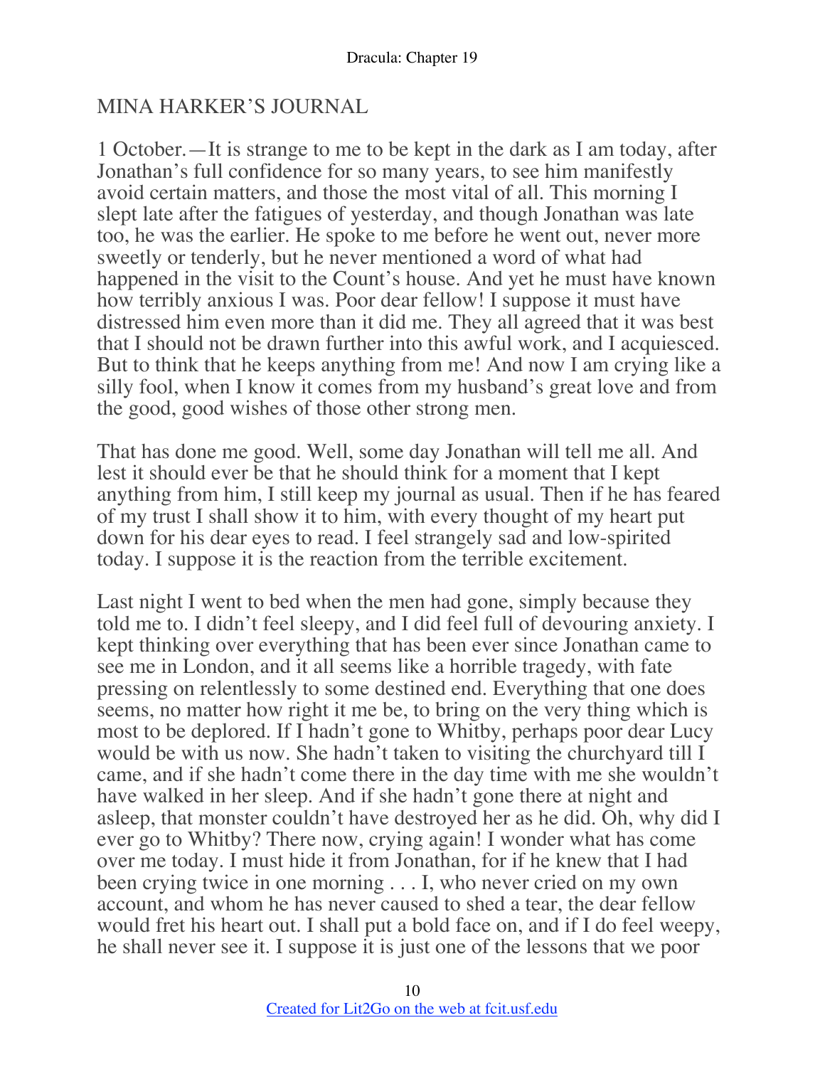## MINA HARKER'S JOURNAL

1 October.—It is strange to me to be kept in the dark as I am today, after Jonathan's full confidence for so many years, to see him manifestly avoid certain matters, and those the most vital of all. This morning I slept late after the fatigues of yesterday, and though Jonathan was late too, he was the earlier. He spoke to me before he went out, never more sweetly or tenderly, but he never mentioned a word of what had happened in the visit to the Count's house. And yet he must have known how terribly anxious I was. Poor dear fellow! I suppose it must have distressed him even more than it did me. They all agreed that it was best that I should not be drawn further into this awful work, and I acquiesced. But to think that he keeps anything from me! And now I am crying like a silly fool, when I know it comes from my husband's great love and from the good, good wishes of those other strong men.

That has done me good. Well, some day Jonathan will tell me all. And lest it should ever be that he should think for a moment that I kept anything from him, I still keep my journal as usual. Then if he has feared of my trust I shall show it to him, with every thought of my heart put down for his dear eyes to read. I feel strangely sad and low-spirited today. I suppose it is the reaction from the terrible excitement.

Last night I went to bed when the men had gone, simply because they told me to. I didn't feel sleepy, and I did feel full of devouring anxiety. I kept thinking over everything that has been ever since Jonathan came to see me in London, and it all seems like a horrible tragedy, with fate pressing on relentlessly to some destined end. Everything that one does seems, no matter how right it me be, to bring on the very thing which is most to be deplored. If I hadn't gone to Whitby, perhaps poor dear Lucy would be with us now. She hadn't taken to visiting the churchyard till I came, and if she hadn't come there in the day time with me she wouldn't have walked in her sleep. And if she hadn't gone there at night and asleep, that monster couldn't have destroyed her as he did. Oh, why did I ever go to Whitby? There now, crying again! I wonder what has come over me today. I must hide it from Jonathan, for if he knew that I had been crying twice in one morning . . . I, who never cried on my own account, and whom he has never caused to shed a tear, the dear fellow would fret his heart out. I shall put a bold face on, and if I do feel weepy, he shall never see it. I suppose it is just one of the lessons that we poor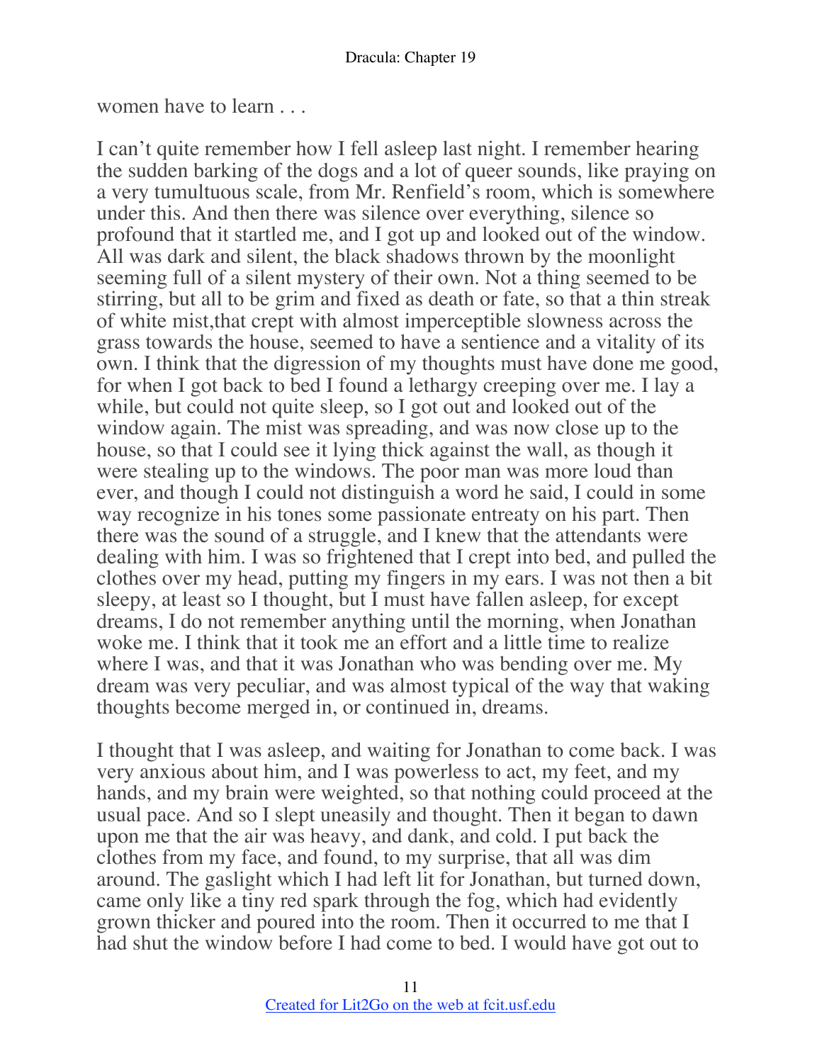women have to learn . . .

I can't quite remember how I fell asleep last night. I remember hearing the sudden barking of the dogs and a lot of queer sounds, like praying on a very tumultuous scale, from Mr. Renfield's room, which is somewhere under this. And then there was silence over everything, silence so profound that it startled me, and I got up and looked out of the window. All was dark and silent, the black shadows thrown by the moonlight seeming full of a silent mystery of their own. Not a thing seemed to be stirring, but all to be grim and fixed as death or fate, so that a thin streak of white mist,that crept with almost imperceptible slowness across the grass towards the house, seemed to have a sentience and a vitality of its own. I think that the digression of my thoughts must have done me good, for when I got back to bed I found a lethargy creeping over me. I lay a while, but could not quite sleep, so I got out and looked out of the window again. The mist was spreading, and was now close up to the house, so that I could see it lying thick against the wall, as though it were stealing up to the windows. The poor man was more loud than ever, and though I could not distinguish a word he said, I could in some way recognize in his tones some passionate entreaty on his part. Then there was the sound of a struggle, and I knew that the attendants were dealing with him. I was so frightened that I crept into bed, and pulled the clothes over my head, putting my fingers in my ears. I was not then a bit sleepy, at least so I thought, but I must have fallen asleep, for except dreams, I do not remember anything until the morning, when Jonathan woke me. I think that it took me an effort and a little time to realize where I was, and that it was Jonathan who was bending over me. My dream was very peculiar, and was almost typical of the way that waking thoughts become merged in, or continued in, dreams.

I thought that I was asleep, and waiting for Jonathan to come back. I was very anxious about him, and I was powerless to act, my feet, and my hands, and my brain were weighted, so that nothing could proceed at the usual pace. And so I slept uneasily and thought. Then it began to dawn upon me that the air was heavy, and dank, and cold. I put back the clothes from my face, and found, to my surprise, that all was dim around. The gaslight which I had left lit for Jonathan, but turned down, came only like a tiny red spark through the fog, which had evidently grown thicker and poured into the room. Then it occurred to me that I had shut the window before I had come to bed. I would have got out to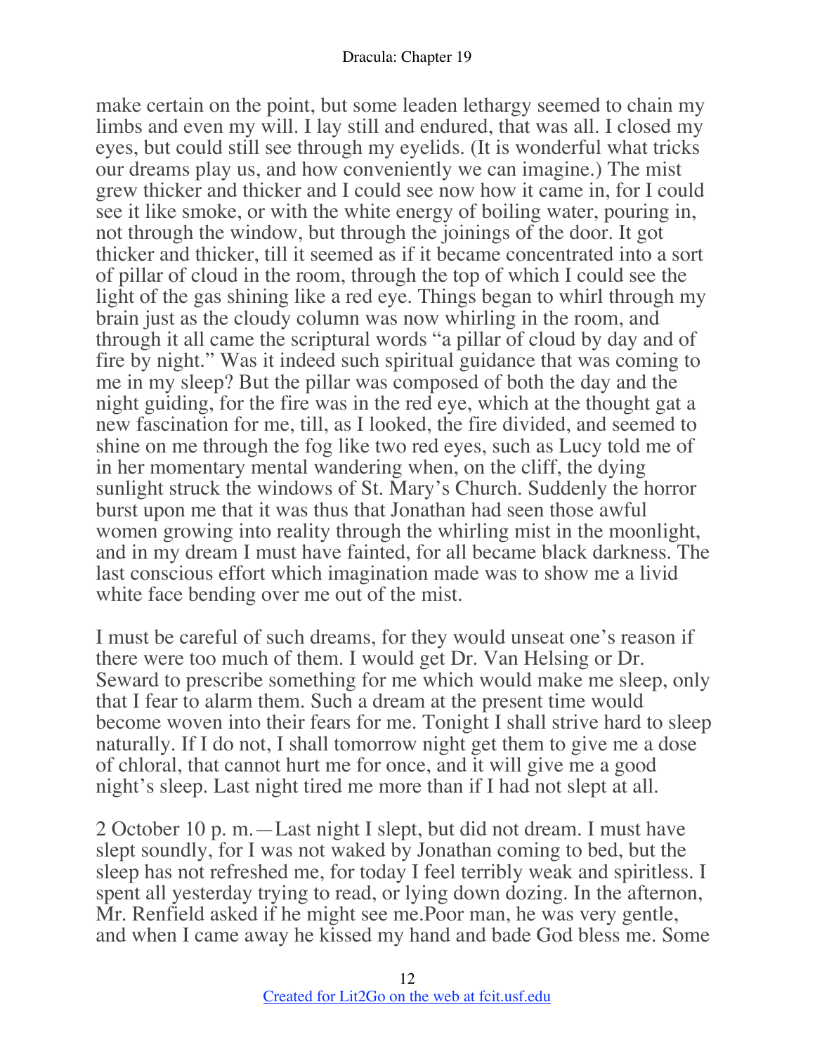make certain on the point, but some leaden lethargy seemed to chain my limbs and even my will. I lay still and endured, that was all. I closed my eyes, but could still see through my eyelids. (It is wonderful what tricks our dreams play us, and how conveniently we can imagine.) The mist grew thicker and thicker and I could see now how it came in, for I could see it like smoke, or with the white energy of boiling water, pouring in, not through the window, but through the joinings of the door. It got thicker and thicker, till it seemed as if it became concentrated into a sort of pillar of cloud in the room, through the top of which I could see the light of the gas shining like a red eye. Things began to whirl through my brain just as the cloudy column was now whirling in the room, and through it all came the scriptural words "a pillar of cloud by day and of fire by night." Was it indeed such spiritual guidance that was coming to me in my sleep? But the pillar was composed of both the day and the night guiding, for the fire was in the red eye, which at the thought gat a new fascination for me, till, as I looked, the fire divided, and seemed to shine on me through the fog like two red eyes, such as Lucy told me of in her momentary mental wandering when, on the cliff, the dying sunlight struck the windows of St. Mary's Church. Suddenly the horror burst upon me that it was thus that Jonathan had seen those awful women growing into reality through the whirling mist in the moonlight, and in my dream I must have fainted, for all became black darkness. The last conscious effort which imagination made was to show me a livid white face bending over me out of the mist.

I must be careful of such dreams, for they would unseat one's reason if there were too much of them. I would get Dr. Van Helsing or Dr. Seward to prescribe something for me which would make me sleep, only that I fear to alarm them. Such a dream at the present time would become woven into their fears for me. Tonight I shall strive hard to sleep naturally. If I do not, I shall tomorrow night get them to give me a dose of chloral, that cannot hurt me for once, and it will give me a good night's sleep. Last night tired me more than if I had not slept at all.

2 October 10 p. m.—Last night I slept, but did not dream. I must have slept soundly, for I was not waked by Jonathan coming to bed, but the sleep has not refreshed me, for today I feel terribly weak and spiritless. I spent all yesterday trying to read, or lying down dozing. In the afternon, Mr. Renfield asked if he might see me.Poor man, he was very gentle, and when I came away he kissed my hand and bade God bless me. Some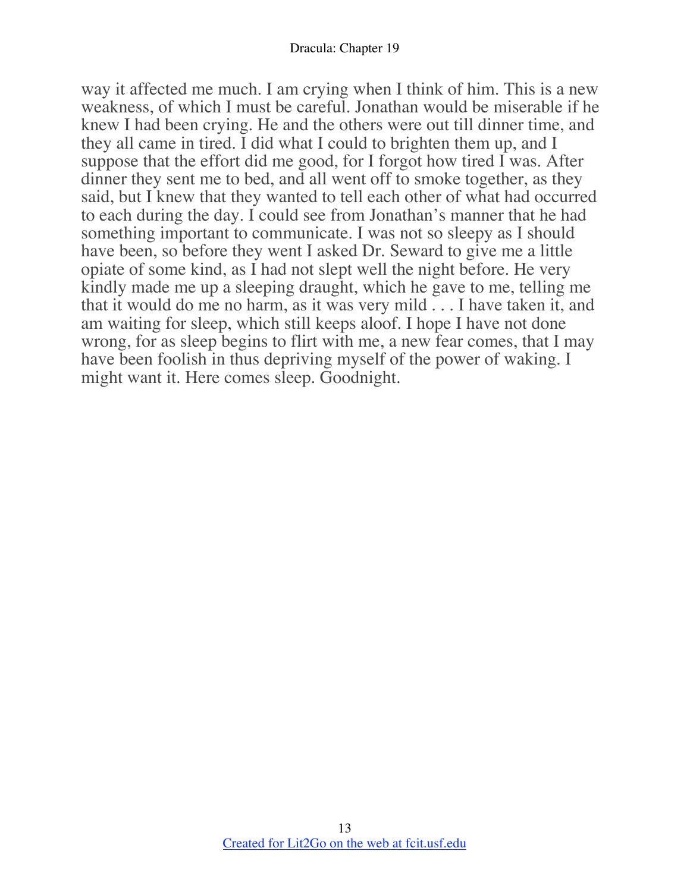way it affected me much. I am crying when I think of him. This is a new weakness, of which I must be careful. Jonathan would be miserable if he knew I had been crying. He and the others were out till dinner time, and they all came in tired. I did what I could to brighten them up, and I suppose that the effort did me good, for I forgot how tired I was. After dinner they sent me to bed, and all went off to smoke together, as they said, but I knew that they wanted to tell each other of what had occurred to each during the day. I could see from Jonathan's manner that he had something important to communicate. I was not so sleepy as I should have been, so before they went I asked Dr. Seward to give me a little opiate of some kind, as I had not slept well the night before. He very kindly made me up a sleeping draught, which he gave to me, telling me that it would do me no harm, as it was very mild . . . I have taken it, and am waiting for sleep, which still keeps aloof. I hope I have not done wrong, for as sleep begins to flirt with me, a new fear comes, that I may have been foolish in thus depriving myself of the power of waking. I might want it. Here comes sleep. Goodnight.